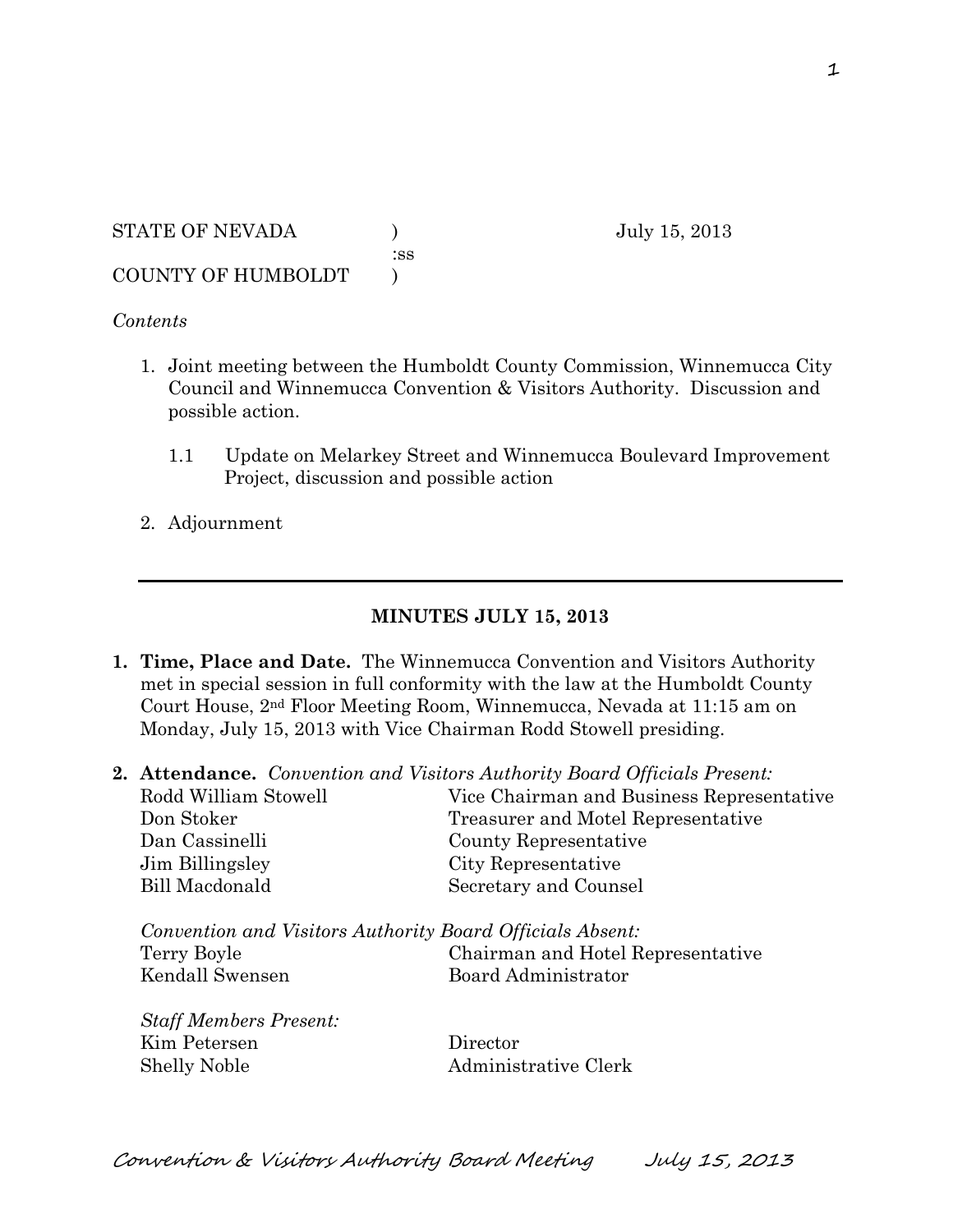STATE OF NEVADA ) July 15, 2013
:ss
COUNTY OF HUMBOLDT )

*Contents*

1. Joint meeting between the Humboldt County Commission, Winnemucca City Council and Winnemucca Convention & Visitors Authority. Discussion and possible action.

   1.1 Update on Melarkey Street and Winnemucca Boulevard Improvement Project, discussion and possible action

2. Adjournment

---

## MINUTES JULY 15, 2013

1. **Time, Place and Date.** The Winnemucca Convention and Visitors Authority met in special session in full conformity with the law at the Humboldt County Court House, 2nd Floor Meeting Room, Winnemucca, Nevada at 11:15 am on Monday, July 15, 2013 with Vice Chairman Rodd Stowell presiding.

2. **Attendance.** *Convention and Visitors Authority Board Officials Present:*

| | |
|---|---|
| Rodd William Stowell | Vice Chairman and Business Representative |
| Don Stoker | Treasurer and Motel Representative |
| Dan Cassinelli | County Representative |
| Jim Billingsley | City Representative |
| Bill Macdonald | Secretary and Counsel |

*Convention and Visitors Authority Board Officials Absent:*

| | |
|---|---|
| Terry Boyle | Chairman and Hotel Representative |
| Kendall Swensen | Board Administrator |

*Staff Members Present:*

| | |
|---|---|
| Kim Petersen | Director |
| Shelly Noble | Administrative Clerk |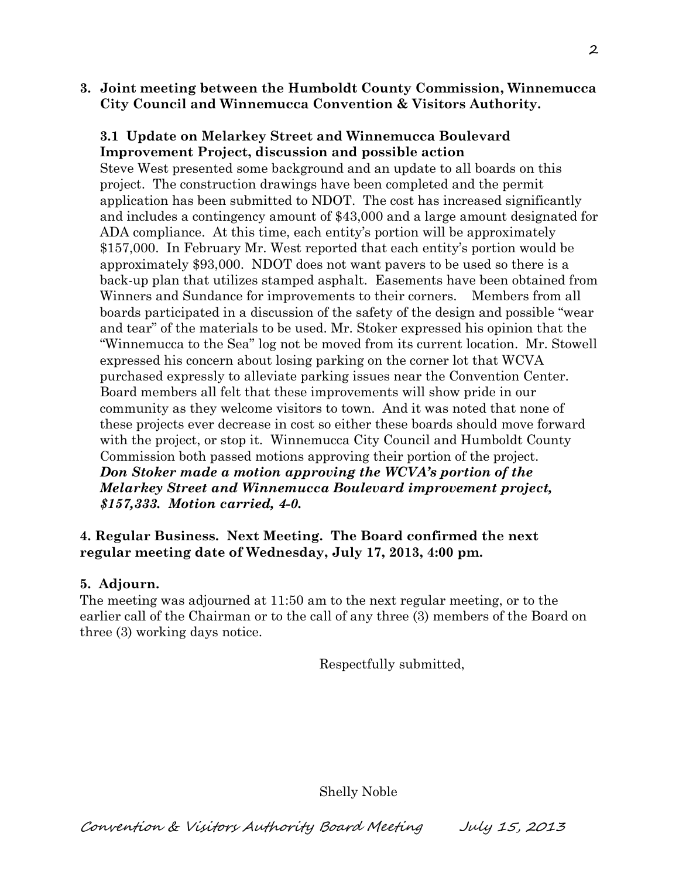**3. Joint meeting between the Humboldt County Commission, Winnemucca City Council and Winnemucca Convention & Visitors Authority.**

**3.1 Update on Melarkey Street and Winnemucca Boulevard Improvement Project, discussion and possible action**

Steve West presented some background and an update to all boards on this project. The construction drawings have been completed and the permit application has been submitted to NDOT. The cost has increased significantly and includes a contingency amount of $43,000 and a large amount designated for ADA compliance. At this time, each entity's portion will be approximately $157,000. In February Mr. West reported that each entity's portion would be approximately $93,000. NDOT does not want pavers to be used so there is a back-up plan that utilizes stamped asphalt. Easements have been obtained from Winners and Sundance for improvements to their corners. Members from all boards participated in a discussion of the safety of the design and possible "wear and tear" of the materials to be used. Mr. Stoker expressed his opinion that the "Winnemucca to the Sea" log not be moved from its current location. Mr. Stowell expressed his concern about losing parking on the corner lot that WCVA purchased expressly to alleviate parking issues near the Convention Center. Board members all felt that these improvements will show pride in our community as they welcome visitors to town. And it was noted that none of these projects ever decrease in cost so either these boards should move forward with the project, or stop it. Winnemucca City Council and Humboldt County Commission both passed motions approving their portion of the project.

***Don Stoker made a motion approving the WCVA's portion of the Melarkey Street and Winnemucca Boulevard improvement project, $157,333. Motion carried, 4-0.***

**4. Regular Business. Next Meeting. The Board confirmed the next regular meeting date of Wednesday, July 17, 2013, 4:00 pm.**

**5. Adjourn.**

The meeting was adjourned at 11:50 am to the next regular meeting, or to the earlier call of the Chairman or to the call of any three (3) members of the Board on three (3) working days notice.

Respectfully submitted,

Shelly Noble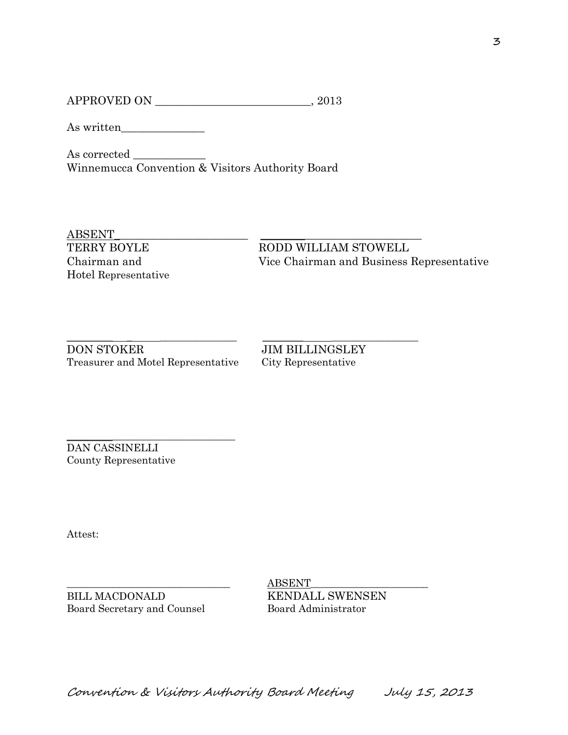APPROVED ON ____________________________, 2013

As written_______________

As corrected _____________
Winnemucca Convention & Visitors Authority Board

ABSENT________________________
TERRY BOYLE
Chairman and
Hotel Representative

_____________________________
RODD WILLIAM STOWELL
Vice Chairman and Business Representative

_____________________________
DON STOKER
Treasurer and Motel Representative

_____________________________
JIM BILLINGSLEY
City Representative

_____________________________
DAN CASSINELLI
County Representative

Attest:

_______________________________
BILL MACDONALD
Board Secretary and Counsel

ABSENT______________________
KENDALL SWENSEN
Board Administrator